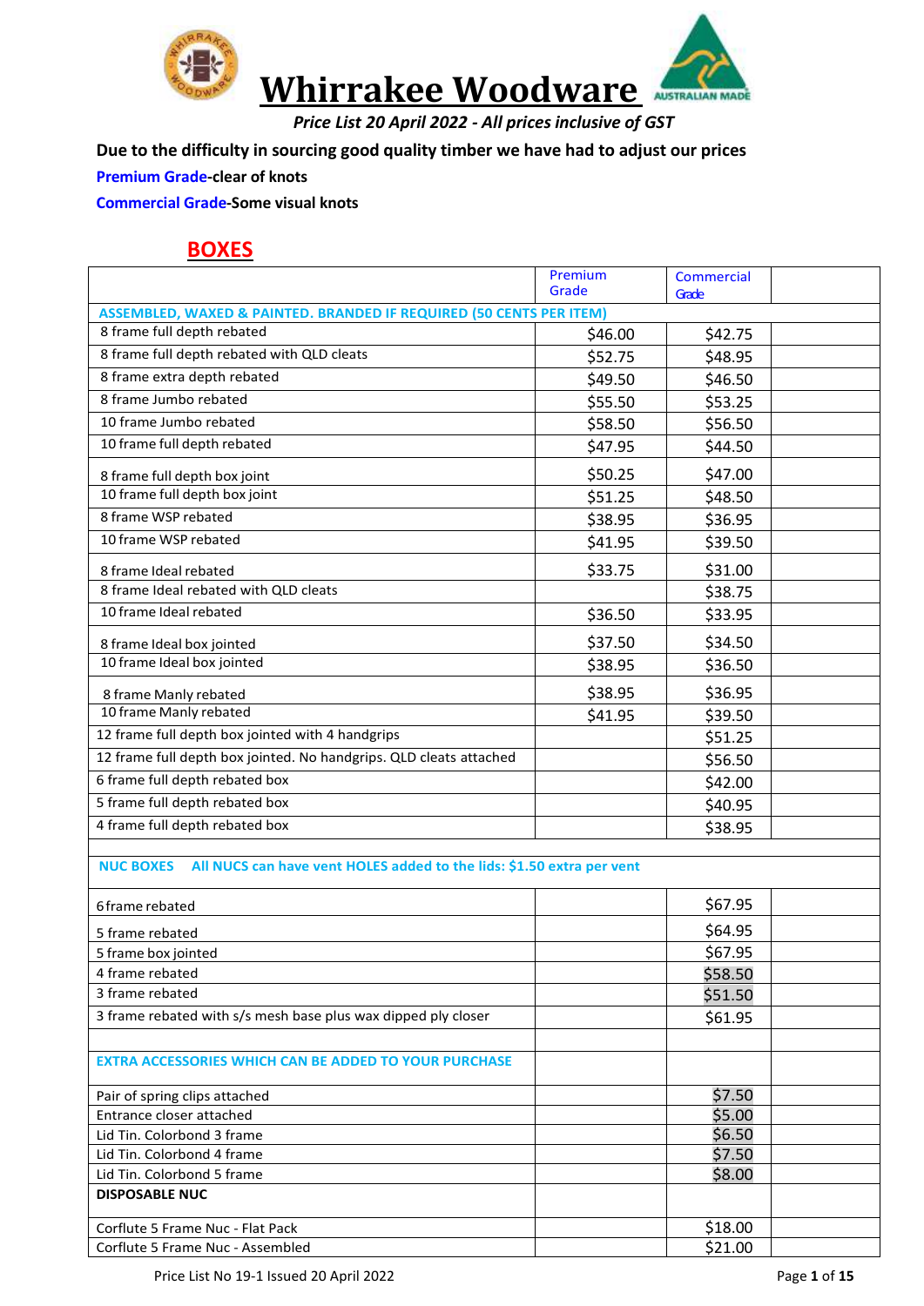# Whirrakee Woodware

*Price List 20 April 2022 - All prices inclusive of GST*

**Due to the difficulty in sourcing good quality timber we have had to adjust our prices**

**Premium Grade-clear of knots**

**Commercial Grade-Some visual knots**

## BOXES

| | Premium Grade | Commercial Grade | |
|---|---|---|---|
| **ASSEMBLED, WAXED & PAINTED. BRANDED IF REQUIRED (50 CENTS PER ITEM)** | | | |
| 8 frame full depth rebated | $46.00 | $42.75 | |
| 8 frame full depth rebated with QLD cleats | $52.75 | $48.95 | |
| 8 frame extra depth rebated | $49.50 | $46.50 | |
| 8 frame Jumbo rebated | $55.50 | $53.25 | |
| 10 frame Jumbo rebated | $58.50 | $56.50 | |
| 10 frame full depth rebated | $47.95 | $44.50 | |
| 8 frame full depth box joint | $50.25 | $47.00 | |
| 10 frame full depth box joint | $51.25 | $48.50 | |
| 8 frame WSP rebated | $38.95 | $36.95 | |
| 10 frame WSP rebated | $41.95 | $39.50 | |
| 8 frame Ideal rebated | $33.75 | $31.00 | |
| 8 frame Ideal rebated with QLD cleats | | $38.75 | |
| 10 frame Ideal rebated | $36.50 | $33.95 | |
| 8 frame Ideal box jointed | $37.50 | $34.50 | |
| 10 frame Ideal box jointed | $38.95 | $36.50 | |
| 8 frame Manly rebated | $38.95 | $36.95 | |
| 10 frame Manly rebated | $41.95 | $39.50 | |
| 12 frame full depth box jointed with 4 handgrips | | $51.25 | |
| 12 frame full depth box jointed. No handgrips. QLD cleats attached | | $56.50 | |
| 6 frame full depth rebated box | | $42.00 | |
| 5 frame full depth rebated box | | $40.95 | |
| 4 frame full depth rebated box | | $38.95 | |
| | | | |
| **NUC BOXES All NUCS can have vent HOLES added to the lids: $1.50 extra per vent** | | | |
| 6 frame rebated | | $67.95 | |
| 5 frame rebated | | $64.95 | |
| 5 frame box jointed | | $67.95 | |
| 4 frame rebated | | $58.50 | |
| 3 frame rebated | | $51.50 | |
| 3 frame rebated with s/s mesh base plus wax dipped ply closer | | $61.95 | |
| | | | |
| **EXTRA ACCESSORIES WHICH CAN BE ADDED TO YOUR PURCHASE** | | | |
| Pair of spring clips attached | | $7.50 | |
| Entrance closer attached | | $5.00 | |
| Lid Tin. Colorbond 3 frame | | $6.50 | |
| Lid Tin. Colorbond 4 frame | | $7.50 | |
| Lid Tin. Colorbond 5 frame | | $8.00 | |
| **DISPOSABLE NUC** | | | |
| Corflute 5 Frame Nuc - Flat Pack | | $18.00 | |
| Corflute 5 Frame Nuc - Assembled | | $21.00 | |

Price List No 19-1 Issued 20 April 2022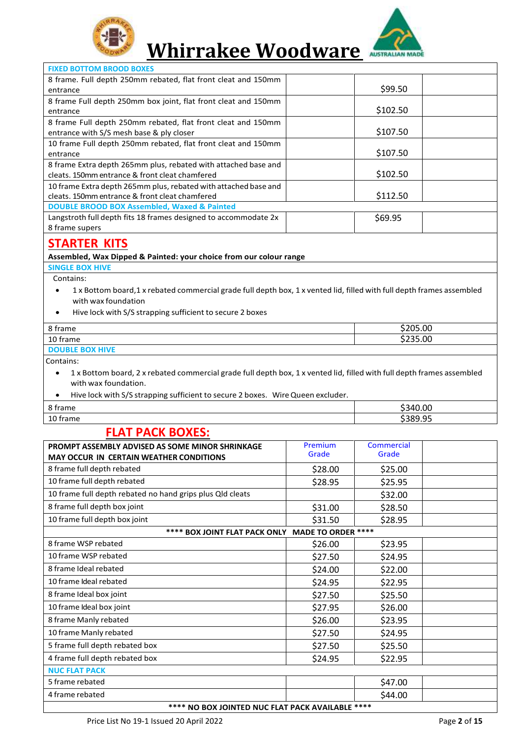# Whirrakee Woodware

| FIXED BOTTOM BROOD BOXES | | | |
|---|---|---|---|
| 8 frame. Full depth 250mm rebated, flat front cleat and 150mm entrance | | $99.50 | |
| 8 frame Full depth 250mm box joint, flat front cleat and 150mm entrance | | $102.50 | |
| 8 frame Full depth 250mm rebated, flat front cleat and 150mm entrance with S/S mesh base & ply closer | | $107.50 | |
| 10 frame Full depth 250mm rebated, flat front cleat and 150mm entrance | | $107.50 | |
| 8 frame Extra depth 265mm plus, rebated with attached base and cleats. 150mm entrance & front cleat chamfered | | $102.50 | |
| 10 frame Extra depth 265mm plus, rebated with attached base and cleats. 150mm entrance & front cleat chamfered | | $112.50 | |
| **DOUBLE BROOD BOX Assembled, Waxed & Painted** | | | |
| Langstroth full depth fits 18 frames designed to accommodate 2x 8 frame supers | | $69.95 | |

## STARTER KITS

**Assembled, Wax Dipped & Painted: your choice from our colour range**

### SINGLE BOX HIVE

Contains:

- 1 x Bottom board,1 x rebated commercial grade full depth box, 1 x vented lid, filled with full depth frames assembled with wax foundation
- Hive lock with S/S strapping sufficient to secure 2 boxes

| | |
|---|---|
| 8 frame | $205.00 |
| 10 frame | $235.00 |

### DOUBLE BOX HIVE

Contains:

- 1 x Bottom board, 2 x rebated commercial grade full depth box, 1 x vented lid, filled with full depth frames assembled with wax foundation.
- Hive lock with S/S strapping sufficient to secure 2 boxes. Wire Queen excluder.

| | |
|---|---|
| 8 frame | $340.00 |
| 10 frame | $389.95 |

## FLAT PACK BOXES:

| PROMPT ASSEMBLY ADVISED AS SOME MINOR SHRINKAGE MAY OCCUR IN CERTAIN WEATHER CONDITIONS | Premium Grade | Commercial Grade | |
|---|---|---|---|
| 8 frame full depth rebated | $28.00 | $25.00 | |
| 10 frame full depth rebated | $28.95 | $25.95 | |
| 10 frame full depth rebated no hand grips plus Qld cleats | | $32.00 | |
| 8 frame full depth box joint | $31.00 | $28.50 | |
| 10 frame full depth box joint | $31.50 | $28.95 | |
| **\*\*\*\* BOX JOINT FLAT PACK ONLY MADE TO ORDER \*\*\*\*** | | | |
| 8 frame WSP rebated | $26.00 | $23.95 | |
| 10 frame WSP rebated | $27.50 | $24.95 | |
| 8 frame Ideal rebated | $24.00 | $22.00 | |
| 10 frame Ideal rebated | $24.95 | $22.95 | |
| 8 frame Ideal box joint | $27.50 | $25.50 | |
| 10 frame Ideal box joint | $27.95 | $26.00 | |
| 8 frame Manly rebated | $26.00 | $23.95 | |
| 10 frame Manly rebated | $27.50 | $24.95 | |
| 5 frame full depth rebated box | $27.50 | $25.50 | |
| 4 frame full depth rebated box | $24.95 | $22.95 | |
| **NUC FLAT PACK** | | | |
| 5 frame rebated | | $47.00 | |
| 4 frame rebated | | $44.00 | |
| **\*\*\*\* NO BOX JOINTED NUC FLAT PACK AVAILABLE \*\*\*\*** | | | |

Price List No 19-1 Issued 20 April 2022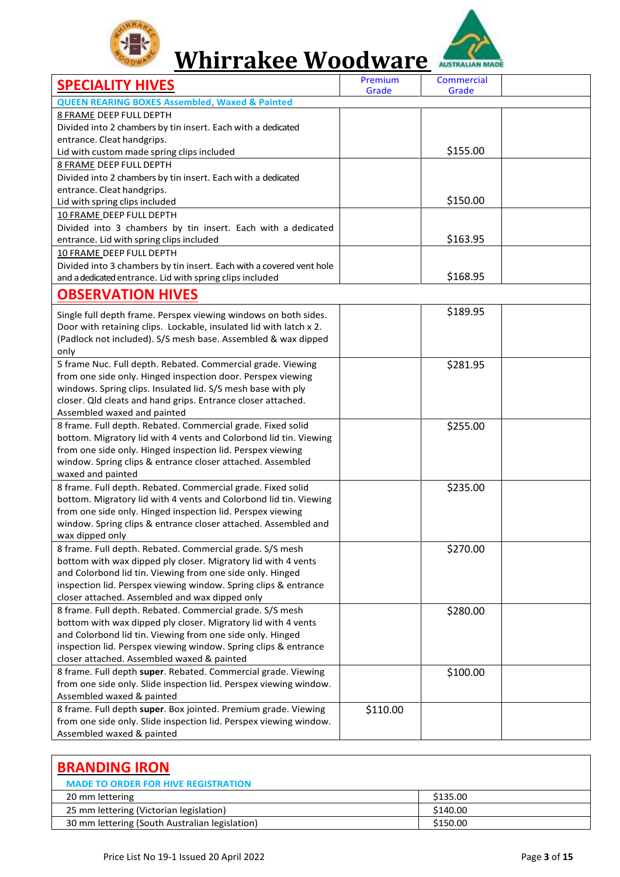# Whirrakee Woodware

| SPECIALITY HIVES | Premium Grade | Commercial Grade | |
|---|---|---|---|
| **QUEEN REARING BOXES Assembled, Waxed & Painted** | | | |
| 8 FRAME DEEP FULL DEPTH<br>Divided into 2 chambers by tin insert. Each with a dedicated entrance. Cleat handgrips.<br>Lid with custom made spring clips included | | $155.00 | |
| 8 FRAME DEEP FULL DEPTH<br>Divided into 2 chambers by tin insert. Each with a dedicated entrance. Cleat handgrips.<br>Lid with spring clips included | | $150.00 | |
| 10 FRAME DEEP FULL DEPTH<br>Divided into 3 chambers by tin insert. Each with a dedicated entrance. Lid with spring clips included | | $163.95 | |
| 10 FRAME DEEP FULL DEPTH<br>Divided into 3 chambers by tin insert. Each with a covered vent hole and a dedicated entrance. Lid with spring clips included | | $168.95 | |
| **OBSERVATION HIVES** | | | |
| Single full depth frame. Perspex viewing windows on both sides. Door with retaining clips. Lockable, insulated lid with latch x 2. (Padlock not included). S/S mesh base. Assembled & wax dipped only | | $189.95 | |
| 5 frame Nuc. Full depth. Rebated. Commercial grade. Viewing from one side only. Hinged inspection door. Perspex viewing windows. Spring clips. Insulated lid. S/S mesh base with ply closer. Qld cleats and hand grips. Entrance closer attached. Assembled waxed and painted | | $281.95 | |
| 8 frame. Full depth. Rebated. Commercial grade. Fixed solid bottom. Migratory lid with 4 vents and Colorbond lid tin. Viewing from one side only. Hinged inspection lid. Perspex viewing window. Spring clips & entrance closer attached. Assembled waxed and painted | | $255.00 | |
| 8 frame. Full depth. Rebated. Commercial grade. Fixed solid bottom. Migratory lid with 4 vents and Colorbond lid tin. Viewing from one side only. Hinged inspection lid. Perspex viewing window. Spring clips & entrance closer attached. Assembled and wax dipped only | | $235.00 | |
| 8 frame. Full depth. Rebated. Commercial grade. S/S mesh bottom with wax dipped ply closer. Migratory lid with 4 vents and Colorbond lid tin. Viewing from one side only. Hinged inspection lid. Perspex viewing window. Spring clips & entrance closer attached. Assembled and wax dipped only | | $270.00 | |
| 8 frame. Full depth. Rebated. Commercial grade. S/S mesh bottom with wax dipped ply closer. Migratory lid with 4 vents and Colorbond lid tin. Viewing from one side only. Hinged inspection lid. Perspex viewing window. Spring clips & entrance closer attached. Assembled waxed & painted | | $280.00 | |
| 8 frame. Full depth **super**. Rebated. Commercial grade. Viewing from one side only. Slide inspection lid. Perspex viewing window. Assembled waxed & painted | | $100.00 | |
| 8 frame. Full depth **super**. Box jointed. Premium grade. Viewing from one side only. Slide inspection lid. Perspex viewing window. Assembled waxed & painted | $110.00 | | |

| BRANDING IRON | |
|---|---|
| **MADE TO ORDER FOR HIVE REGISTRATION** | |
| 20 mm lettering | $135.00 |
| 25 mm lettering (Victorian legislation) | $140.00 |
| 30 mm lettering (South Australian legislation) | $150.00 |

Price List No 19-1 Issued 20 April 2022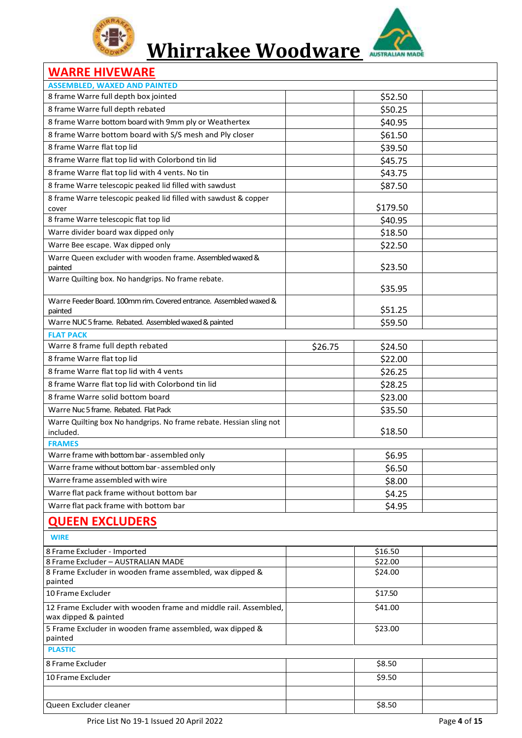# Whirrakee Woodware

## WARRE HIVEWARE

| | | | |
|---|---|---|---|
| **ASSEMBLED, WAXED AND PAINTED** | | | |
| 8 frame Warre full depth box jointed | | $52.50 | |
| 8 frame Warre full depth rebated | | $50.25 | |
| 8 frame Warre bottom board with 9mm ply or Weathertex | | $40.95 | |
| 8 frame Warre bottom board with S/S mesh and Ply closer | | $61.50 | |
| 8 frame Warre flat top lid | | $39.50 | |
| 8 frame Warre flat top lid with Colorbond tin lid | | $45.75 | |
| 8 frame Warre flat top lid with 4 vents. No tin | | $43.75 | |
| 8 frame Warre telescopic peaked lid filled with sawdust | | $87.50 | |
| 8 frame Warre telescopic peaked lid filled with sawdust & copper cover | | $179.50 | |
| 8 frame Warre telescopic flat top lid | | $40.95 | |
| Warre divider board wax dipped only | | $18.50 | |
| Warre Bee escape. Wax dipped only | | $22.50 | |
| Warre Queen excluder with wooden frame. Assembled waxed & painted | | $23.50 | |
| Warre Quilting box. No handgrips. No frame rebate. | | $35.95 | |
| Warre Feeder Board. 100mm rim. Covered entrance. Assembled waxed & painted | | $51.25 | |
| Warre NUC 5 frame. Rebated. Assembled waxed & painted | | $59.50 | |
| **FLAT PACK** | | | |
| Warre 8 frame full depth rebated | $26.75 | $24.50 | |
| 8 frame Warre flat top lid | | $22.00 | |
| 8 frame Warre flat top lid with 4 vents | | $26.25 | |
| 8 frame Warre flat top lid with Colorbond tin lid | | $28.25 | |
| 8 frame Warre solid bottom board | | $23.00 | |
| Warre Nuc 5 frame. Rebated. Flat Pack | | $35.50 | |
| Warre Quilting box No handgrips. No frame rebate. Hessian sling not included. | | $18.50 | |
| **FRAMES** | | | |
| Warre frame with bottom bar - assembled only | | $6.95 | |
| Warre frame without bottom bar - assembled only | | $6.50 | |
| Warre frame assembled with wire | | $8.00 | |
| Warre flat pack frame without bottom bar | | $4.25 | |
| Warre flat pack frame with bottom bar | | $4.95 | |

## QUEEN EXCLUDERS

| | | | |
|---|---|---|---|
| **WIRE** | | | |
| 8 Frame Excluder - Imported | | $16.50 | |
| 8 Frame Excluder – AUSTRALIAN MADE | | $22.00 | |
| 8 Frame Excluder in wooden frame assembled, wax dipped & painted | | $24.00 | |
| 10 Frame Excluder | | $17.50 | |
| 12 Frame Excluder with wooden frame and middle rail. Assembled, wax dipped & painted | | $41.00 | |
| 5 Frame Excluder in wooden frame assembled, wax dipped & painted | | $23.00 | |
| **PLASTIC** | | | |
| 8 Frame Excluder | | $8.50 | |
| 10 Frame Excluder | | $9.50 | |
| | | | |
| Queen Excluder cleaner | | $8.50 | |

Price List No 19-1 Issued 20 April 2022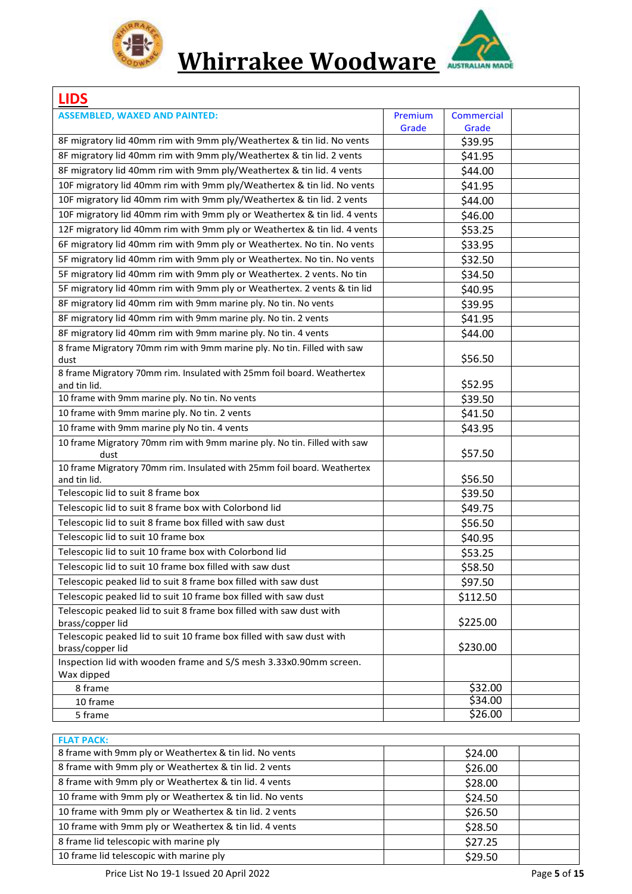# Whirrakee Woodware

## LIDS

| ASSEMBLED, WAXED AND PAINTED: | Premium Grade | Commercial Grade | |
|---|---|---|---|
| 8F migratory lid 40mm rim with 9mm ply/Weathertex & tin lid. No vents | | $39.95 | |
| 8F migratory lid 40mm rim with 9mm ply/Weathertex & tin lid. 2 vents | | $41.95 | |
| 8F migratory lid 40mm rim with 9mm ply/Weathertex & tin lid. 4 vents | | $44.00 | |
| 10F migratory lid 40mm rim with 9mm ply/Weathertex & tin lid. No vents | | $41.95 | |
| 10F migratory lid 40mm rim with 9mm ply/Weathertex & tin lid. 2 vents | | $44.00 | |
| 10F migratory lid 40mm rim with 9mm ply or Weathertex & tin lid. 4 vents | | $46.00 | |
| 12F migratory lid 40mm rim with 9mm ply or Weathertex & tin lid. 4 vents | | $53.25 | |
| 6F migratory lid 40mm rim with 9mm ply or Weathertex. No tin. No vents | | $33.95 | |
| 5F migratory lid 40mm rim with 9mm ply or Weathertex. No tin. No vents | | $32.50 | |
| 5F migratory lid 40mm rim with 9mm ply or Weathertex. 2 vents. No tin | | $34.50 | |
| 5F migratory lid 40mm rim with 9mm ply or Weathertex. 2 vents & tin lid | | $40.95 | |
| 8F migratory lid 40mm rim with 9mm marine ply. No tin. No vents | | $39.95 | |
| 8F migratory lid 40mm rim with 9mm marine ply. No tin. 2 vents | | $41.95 | |
| 8F migratory lid 40mm rim with 9mm marine ply. No tin. 4 vents | | $44.00 | |
| 8 frame Migratory 70mm rim with 9mm marine ply. No tin. Filled with saw dust | | $56.50 | |
| 8 frame Migratory 70mm rim. Insulated with 25mm foil board. Weathertex and tin lid. | | $52.95 | |
| 10 frame with 9mm marine ply. No tin. No vents | | $39.50 | |
| 10 frame with 9mm marine ply. No tin. 2 vents | | $41.50 | |
| 10 frame with 9mm marine ply No tin. 4 vents | | $43.95 | |
| 10 frame Migratory 70mm rim with 9mm marine ply. No tin. Filled with saw dust | | $57.50 | |
| 10 frame Migratory 70mm rim. Insulated with 25mm foil board. Weathertex and tin lid. | | $56.50 | |
| Telescopic lid to suit 8 frame box | | $39.50 | |
| Telescopic lid to suit 8 frame box with Colorbond lid | | $49.75 | |
| Telescopic lid to suit 8 frame box filled with saw dust | | $56.50 | |
| Telescopic lid to suit 10 frame box | | $40.95 | |
| Telescopic lid to suit 10 frame box with Colorbond lid | | $53.25 | |
| Telescopic lid to suit 10 frame box filled with saw dust | | $58.50 | |
| Telescopic peaked lid to suit 8 frame box filled with saw dust | | $97.50 | |
| Telescopic peaked lid to suit 10 frame box filled with saw dust | | $112.50 | |
| Telescopic peaked lid to suit 8 frame box filled with saw dust with brass/copper lid | | $225.00 | |
| Telescopic peaked lid to suit 10 frame box filled with saw dust with brass/copper lid | | $230.00 | |
| Inspection lid with wooden frame and S/S mesh 3.33x0.90mm screen. Wax dipped | | | |
| 8 frame | | $32.00 | |
| 10 frame | | $34.00 | |
| 5 frame | | $26.00 | |

| FLAT PACK: | | | |
|---|---|---|---|
| 8 frame with 9mm ply or Weathertex & tin lid. No vents | | $24.00 | |
| 8 frame with 9mm ply or Weathertex & tin lid. 2 vents | | $26.00 | |
| 8 frame with 9mm ply or Weathertex & tin lid. 4 vents | | $28.00 | |
| 10 frame with 9mm ply or Weathertex & tin lid. No vents | | $24.50 | |
| 10 frame with 9mm ply or Weathertex & tin lid. 2 vents | | $26.50 | |
| 10 frame with 9mm ply or Weathertex & tin lid. 4 vents | | $28.50 | |
| 8 frame lid telescopic with marine ply | | $27.25 | |
| 10 frame lid telescopic with marine ply | | $29.50 | |

Price List No 19-1 Issued 20 April 2022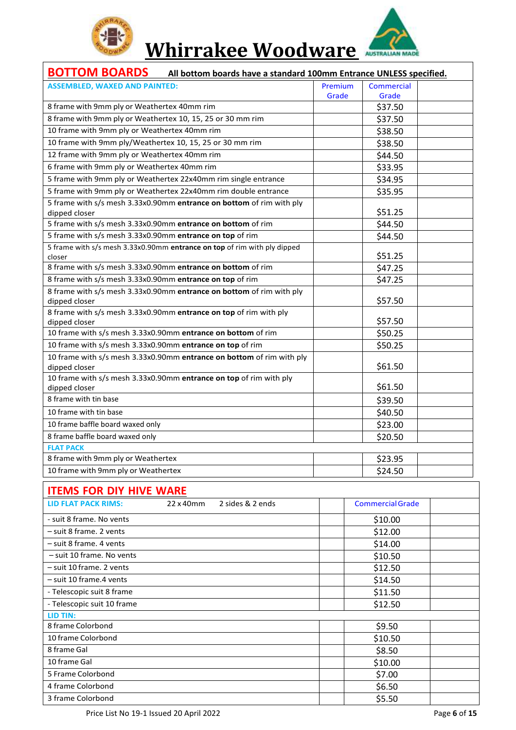# Whirrakee Woodware

## BOTTOM BOARDS

**All bottom boards have a standard 100mm Entrance UNLESS specified.**

| ASSEMBLED, WAXED AND PAINTED: | Premium Grade | Commercial Grade | |
|---|---|---|---|
| 8 frame with 9mm ply or Weathertex 40mm rim | | $37.50 | |
| 8 frame with 9mm ply or Weathertex 10, 15, 25 or 30 mm rim | | $37.50 | |
| 10 frame with 9mm ply or Weathertex 40mm rim | | $38.50 | |
| 10 frame with 9mm ply/Weathertex 10, 15, 25 or 30 mm rim | | $38.50 | |
| 12 frame with 9mm ply or Weathertex 40mm rim | | $44.50 | |
| 6 frame with 9mm ply or Weathertex 40mm rim | | $33.95 | |
| 5 frame with 9mm ply or Weathertex 22x40mm rim single entrance | | $34.95 | |
| 5 frame with 9mm ply or Weathertex 22x40mm rim double entrance | | $35.95 | |
| 5 frame with s/s mesh 3.33x0.90mm **entrance on bottom** of rim with ply dipped closer | | $51.25 | |
| 5 frame with s/s mesh 3.33x0.90mm **entrance on bottom** of rim | | $44.50 | |
| 5 frame with s/s mesh 3.33x0.90mm **entrance on top** of rim | | $44.50 | |
| 5 frame with s/s mesh 3.33x0.90mm **entrance on top** of rim with ply dipped closer | | $51.25 | |
| 8 frame with s/s mesh 3.33x0.90mm **entrance on bottom** of rim | | $47.25 | |
| 8 frame with s/s mesh 3.33x0.90mm **entrance on top** of rim | | $47.25 | |
| 8 frame with s/s mesh 3.33x0.90mm **entrance on bottom** of rim with ply dipped closer | | $57.50 | |
| 8 frame with s/s mesh 3.33x0.90mm **entrance on top** of rim with ply dipped closer | | $57.50 | |
| 10 frame with s/s mesh 3.33x0.90mm **entrance on bottom** of rim | | $50.25 | |
| 10 frame with s/s mesh 3.33x0.90mm **entrance on top** of rim | | $50.25 | |
| 10 frame with s/s mesh 3.33x0.90mm **entrance on bottom** of rim with ply dipped closer | | $61.50 | |
| 10 frame with s/s mesh 3.33x0.90mm **entrance on top** of rim with ply dipped closer | | $61.50 | |
| 8 frame with tin base | | $39.50 | |
| 10 frame with tin base | | $40.50 | |
| 10 frame baffle board waxed only | | $23.00 | |
| 8 frame baffle board waxed only | | $20.50 | |
| **FLAT PACK** | | | |
| 8 frame with 9mm ply or Weathertex | | $23.95 | |
| 10 frame with 9mm ply or Weathertex | | $24.50 | |

## ITEMS FOR DIY HIVE WARE

| LID FLAT PACK RIMS: 22 x 40mm 2 sides & 2 ends | | Commercial Grade | |
|---|---|---|---|
| - suit 8 frame. No vents | | $10.00 | |
| – suit 8 frame. 2 vents | | $12.00 | |
| – suit 8 frame. 4 vents | | $14.00 | |
| – suit 10 frame. No vents | | $10.50 | |
| – suit 10 frame. 2 vents | | $12.50 | |
| – suit 10 frame.4 vents | | $14.50 | |
| - Telescopic suit 8 frame | | $11.50 | |
| - Telescopic suit 10 frame | | $12.50 | |
| **LID TIN:** | | | |
| 8 frame Colorbond | | $9.50 | |
| 10 frame Colorbond | | $10.50 | |
| 8 frame Gal | | $8.50 | |
| 10 frame Gal | | $10.00 | |
| 5 Frame Colorbond | | $7.00 | |
| 4 frame Colorbond | | $6.50 | |
| 3 frame Colorbond | | $5.50 | |

Price List No 19-1 Issued 20 April 2022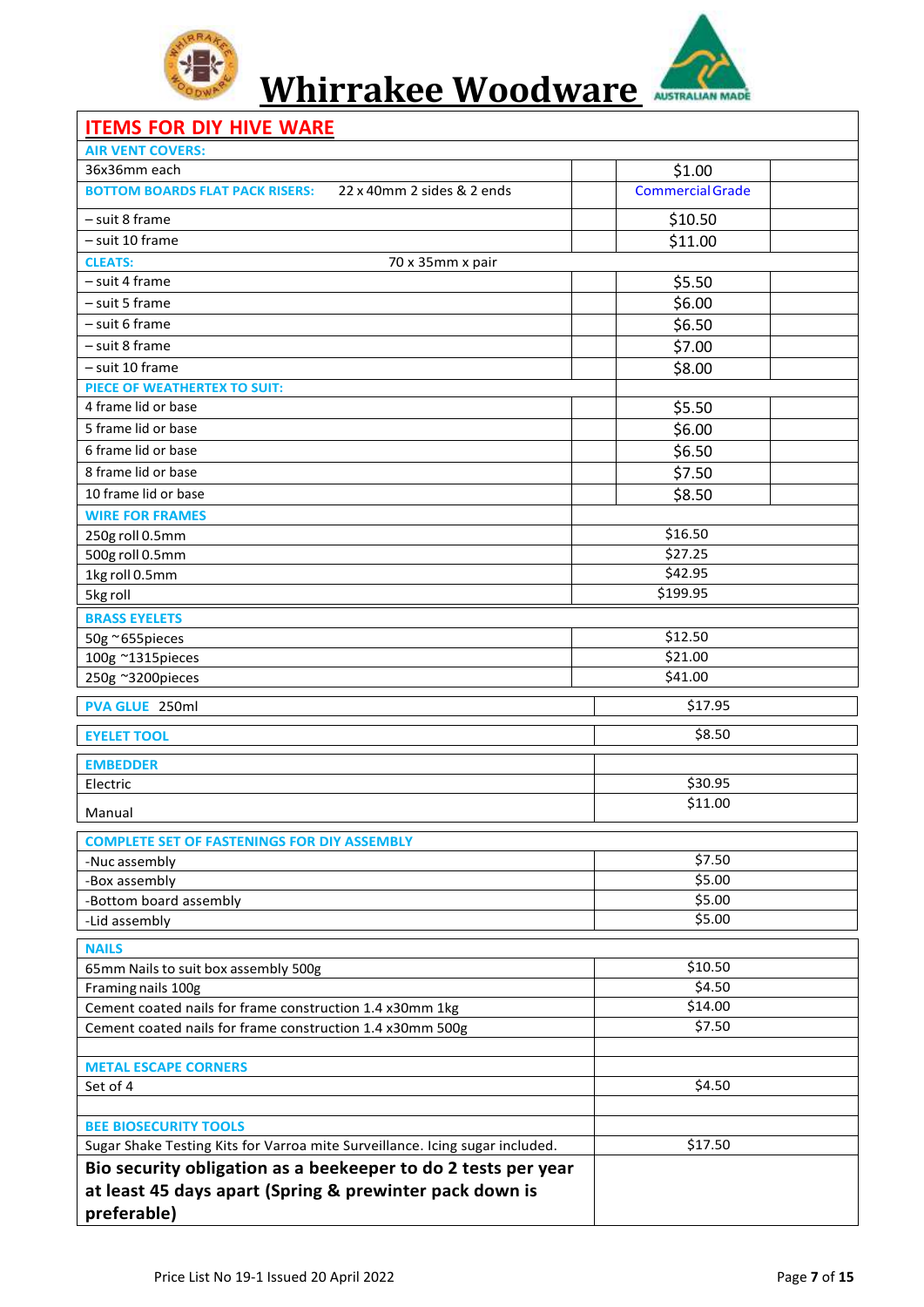# Whirrakee Woodware

| ITEMS FOR DIY HIVE WARE | | | |
|---|---|---|---|
| **AIR VENT COVERS:** | | | |
| 36x36mm each | | $1.00 | |
| **BOTTOM BOARDS FLAT PACK RISERS:** 22 x 40mm 2 sides & 2 ends | | Commercial Grade | |
| – suit 8 frame | | $10.50 | |
| – suit 10 frame | | $11.00 | |
| **CLEATS:** 70 x 35mm x pair | | | |
| – suit 4 frame | | $5.50 | |
| – suit 5 frame | | $6.00 | |
| – suit 6 frame | | $6.50 | |
| – suit 8 frame | | $7.00 | |
| – suit 10 frame | | $8.00 | |
| **PIECE OF WEATHERTEX TO SUIT:** | | | |
| 4 frame lid or base | | $5.50 | |
| 5 frame lid or base | | $6.00 | |
| 6 frame lid or base | | $6.50 | |
| 8 frame lid or base | | $7.50 | |
| 10 frame lid or base | | $8.50 | |

| WIRE FOR FRAMES | |
|---|---|
| 250g roll 0.5mm | $16.50 |
| 500g roll 0.5mm | $27.25 |
| 1kg roll 0.5mm | $42.95 |
| 5kg roll | $199.95 |

| BRASS EYELETS | |
|---|---|
| 50g ~655pieces | $12.50 |
| 100g ~1315pieces | $21.00 |
| 250g ~3200pieces | $41.00 |

| **PVA GLUE** 250ml | $17.95 |
|---|---|

| **EYELET TOOL** | $8.50 |
|---|---|

| EMBEDDER | |
|---|---|
| Electric | $30.95 |
| Manual | $11.00 |

| COMPLETE SET OF FASTENINGS FOR DIY ASSEMBLY | |
|---|---|
| -Nuc assembly | $7.50 |
| -Box assembly | $5.00 |
| -Bottom board assembly | $5.00 |
| -Lid assembly | $5.00 |

| NAILS | |
|---|---|
| 65mm Nails to suit box assembly 500g | $10.50 |
| Framing nails 100g | $4.50 |
| Cement coated nails for frame construction 1.4 x30mm 1kg | $14.00 |
| Cement coated nails for frame construction 1.4 x30mm 500g | $7.50 |
| | |
| **METAL ESCAPE CORNERS** | |
| Set of 4 | $4.50 |
| | |
| **BEE BIOSECURITY TOOLS** | |
| Sugar Shake Testing Kits for Varroa mite Surveillance. Icing sugar included. | $17.50 |
| **Bio security obligation as a beekeeper to do 2 tests per year at least 45 days apart (Spring & prewinter pack down is preferable)** | |

Price List No 19-1 Issued 20 April 2022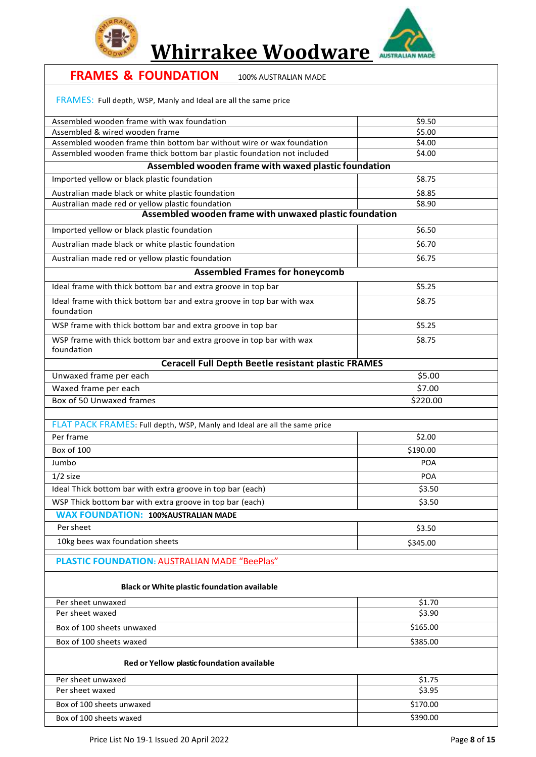# Whirrakee Woodware

## FRAMES & FOUNDATION

100% AUSTRALIAN MADE

**FRAMES:** Full depth, WSP, Manly and Ideal are all the same price

| Item | Price |
|---|---|
| Assembled wooden frame with wax foundation | $9.50 |
| Assembled & wired wooden frame | $5.00 |
| Assembled wooden frame thin bottom bar without wire or wax foundation | $4.00 |
| Assembled wooden frame thick bottom bar plastic foundation not included | $4.00 |
| **Assembled wooden frame with waxed plastic foundation** | |
| Imported yellow or black plastic foundation | $8.75 |
| Australian made black or white plastic foundation | $8.85 |
| Australian made red or yellow plastic foundation | $8.90 |
| **Assembled wooden frame with unwaxed plastic foundation** | |
| Imported yellow or black plastic foundation | $6.50 |
| Australian made black or white plastic foundation | $6.70 |
| Australian made red or yellow plastic foundation | $6.75 |
| **Assembled Frames for honeycomb** | |
| Ideal frame with thick bottom bar and extra groove in top bar | $5.25 |
| Ideal frame with thick bottom bar and extra groove in top bar with wax foundation | $8.75 |
| WSP frame with thick bottom bar and extra groove in top bar | $5.25 |
| WSP frame with thick bottom bar and extra groove in top bar with wax foundation | $8.75 |
| **Ceracell Full Depth Beetle resistant plastic FRAMES** | |
| Unwaxed frame per each | $5.00 |
| Waxed frame per each | $7.00 |
| Box of 50 Unwaxed frames | $220.00 |

**FLAT PACK FRAMES:** Full depth, WSP, Manly and Ideal are all the same price

| Item | Price |
|---|---|
| Per frame | $2.00 |
| Box of 100 | $190.00 |
| Jumbo | POA |
| 1/2 size | POA |
| Ideal Thick bottom bar with extra groove in top bar (each) | $3.50 |
| WSP Thick bottom bar with extra groove in top bar (each) | $3.50 |

**WAX FOUNDATION: 100%AUSTRALIAN MADE**

| Item | Price |
|---|---|
| Per sheet | $3.50 |
| 10kg bees wax foundation sheets | $345.00 |

**PLASTIC FOUNDATION: AUSTRALIAN MADE "BeePlas"**

| Item | Price |
|---|---|
| **Black or White plastic foundation available** | |
| Per sheet unwaxed | $1.70 |
| Per sheet waxed | $3.90 |
| Box of 100 sheets unwaxed | $165.00 |
| Box of 100 sheets waxed | $385.00 |
| **Red or Yellow plastic foundation available** | |
| Per sheet unwaxed | $1.75 |
| Per sheet waxed | $3.95 |
| Box of 100 sheets unwaxed | $170.00 |
| Box of 100 sheets waxed | $390.00 |

Price List No 19-1 Issued 20 April 2022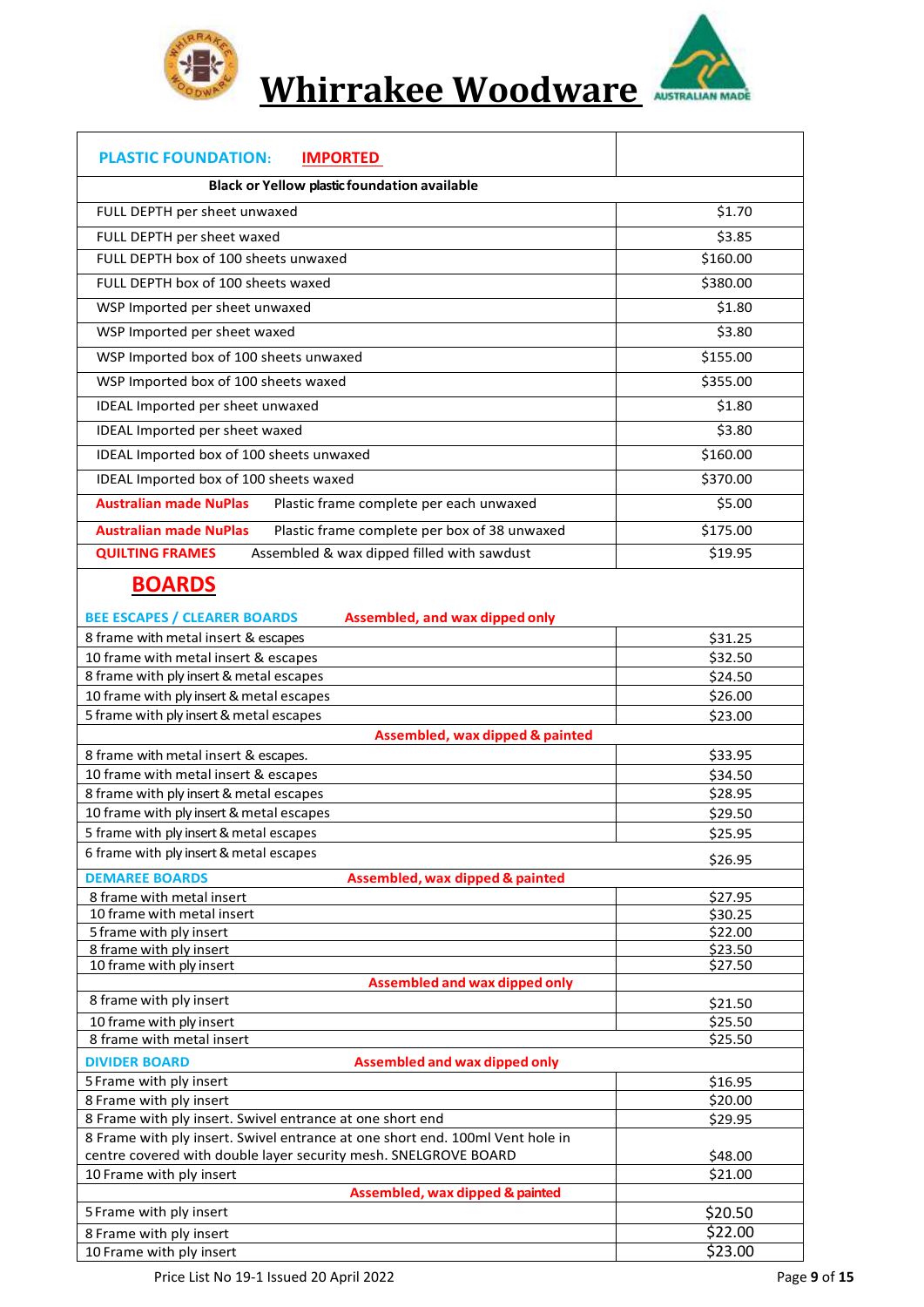# Whirrakee Woodware

| PLASTIC FOUNDATION: IMPORTED | |
|---|---|
| Black or Yellow plastic foundation available | |
| FULL DEPTH per sheet unwaxed | $1.70 |
| FULL DEPTH per sheet waxed | $3.85 |
| FULL DEPTH box of 100 sheets unwaxed | $160.00 |
| FULL DEPTH box of 100 sheets waxed | $380.00 |
| WSP Imported per sheet unwaxed | $1.80 |
| WSP Imported per sheet waxed | $3.80 |
| WSP Imported box of 100 sheets unwaxed | $155.00 |
| WSP Imported box of 100 sheets waxed | $355.00 |
| IDEAL Imported per sheet unwaxed | $1.80 |
| IDEAL Imported per sheet waxed | $3.80 |
| IDEAL Imported box of 100 sheets unwaxed | $160.00 |
| IDEAL Imported box of 100 sheets waxed | $370.00 |
| Australian made NuPlas Plastic frame complete per each unwaxed | $5.00 |
| Australian made NuPlas Plastic frame complete per box of 38 unwaxed | $175.00 |
| QUILTING FRAMES Assembled & wax dipped filled with sawdust | $19.95 |

## BOARDS

| BEE ESCAPES / CLEARER BOARDS — Assembled, and wax dipped only | |
|---|---|
| 8 frame with metal insert & escapes | $31.25 |
| 10 frame with metal insert & escapes | $32.50 |
| 8 frame with ply insert & metal escapes | $24.50 |
| 10 frame with ply insert & metal escapes | $26.00 |
| 5 frame with ply insert & metal escapes | $23.00 |
| **Assembled, wax dipped & painted** | |
| 8 frame with metal insert & escapes. | $33.95 |
| 10 frame with metal insert & escapes | $34.50 |
| 8 frame with ply insert & metal escapes | $28.95 |
| 10 frame with ply insert & metal escapes | $29.50 |
| 5 frame with ply insert & metal escapes | $25.95 |
| 6 frame with ply insert & metal escapes | $26.95 |
| **DEMAREE BOARDS — Assembled, wax dipped & painted** | |
| 8 frame with metal insert | $27.95 |
| 10 frame with metal insert | $30.25 |
| 5 frame with ply insert | $22.00 |
| 8 frame with ply insert | $23.50 |
| 10 frame with ply insert | $27.50 |
| **Assembled and wax dipped only** | |
| 8 frame with ply insert | $21.50 |
| 10 frame with ply insert | $25.50 |
| 8 frame with metal insert | $25.50 |
| **DIVIDER BOARD — Assembled and wax dipped only** | |
| 5 Frame with ply insert | $16.95 |
| 8 Frame with ply insert | $20.00 |
| 8 Frame with ply insert. Swivel entrance at one short end | $29.95 |
| 8 Frame with ply insert. Swivel entrance at one short end. 100ml Vent hole in centre covered with double layer security mesh. SNELGROVE BOARD | $48.00 |
| 10 Frame with ply insert | $21.00 |
| **Assembled, wax dipped & painted** | |
| 5 Frame with ply insert | $20.50 |
| 8 Frame with ply insert | $22.00 |
| 10 Frame with ply insert | $23.00 |

Price List No 19-1 Issued 20 April 2022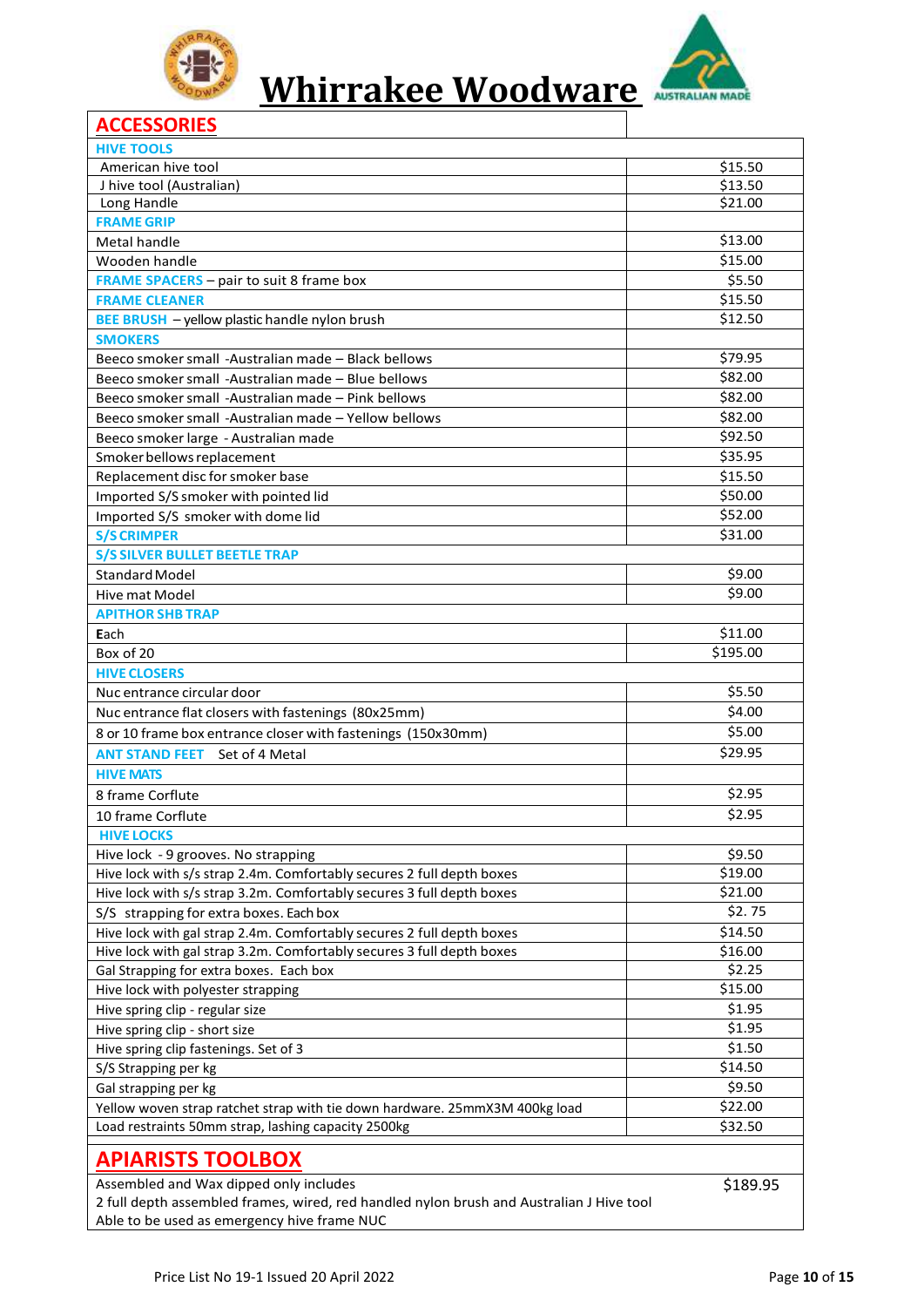# Whirrakee Woodware

## ACCESSORIES

| | |
|---|---|
| **HIVE TOOLS** | |
| American hive tool | $15.50 |
| J hive tool (Australian) | $13.50 |
| Long Handle | $21.00 |
| **FRAME GRIP** | |
| Metal handle | $13.00 |
| Wooden handle | $15.00 |
| **FRAME SPACERS** – pair to suit 8 frame box | $5.50 |
| **FRAME CLEANER** | $15.50 |
| **BEE BRUSH** – yellow plastic handle nylon brush | $12.50 |
| **SMOKERS** | |
| Beeco smoker small -Australian made – Black bellows | $79.95 |
| Beeco smoker small -Australian made – Blue bellows | $82.00 |
| Beeco smoker small -Australian made – Pink bellows | $82.00 |
| Beeco smoker small -Australian made – Yellow bellows | $82.00 |
| Beeco smoker large - Australian made | $92.50 |
| Smoker bellows replacement | $35.95 |
| Replacement disc for smoker base | $15.50 |
| Imported S/S smoker with pointed lid | $50.00 |
| Imported S/S smoker with dome lid | $52.00 |
| **S/S CRIMPER** | $31.00 |
| **S/S SILVER BULLET BEETLE TRAP** | |
| Standard Model | $9.00 |
| Hive mat Model | $9.00 |
| **APITHOR SHB TRAP** | |
| Each | $11.00 |
| Box of 20 | $195.00 |
| **HIVE CLOSERS** | |
| Nuc entrance circular door | $5.50 |
| Nuc entrance flat closers with fastenings (80x25mm) | $4.00 |
| 8 or 10 frame box entrance closer with fastenings (150x30mm) | $5.00 |
| **ANT STAND FEET** Set of 4 Metal | $29.95 |
| **HIVE MATS** | |
| 8 frame Corflute | $2.95 |
| 10 frame Corflute | $2.95 |
| **HIVE LOCKS** | |
| Hive lock - 9 grooves. No strapping | $9.50 |
| Hive lock with s/s strap 2.4m. Comfortably secures 2 full depth boxes | $19.00 |
| Hive lock with s/s strap 3.2m. Comfortably secures 3 full depth boxes | $21.00 |
| S/S strapping for extra boxes. Each box | $2. 75 |
| Hive lock with gal strap 2.4m. Comfortably secures 2 full depth boxes | $14.50 |
| Hive lock with gal strap 3.2m. Comfortably secures 3 full depth boxes | $16.00 |
| Gal Strapping for extra boxes. Each box | $2.25 |
| Hive lock with polyester strapping | $15.00 |
| Hive spring clip - regular size | $1.95 |
| Hive spring clip - short size | $1.95 |
| Hive spring clip fastenings. Set of 3 | $1.50 |
| S/S Strapping per kg | $14.50 |
| Gal strapping per kg | $9.50 |
| Yellow woven strap ratchet strap with tie down hardware. 25mmX3M 400kg load | $22.00 |
| Load restraints 50mm strap, lashing capacity 2500kg | $32.50 |

## APIARISTS TOOLBOX

| | |
|---|---|
| Assembled and Wax dipped only includes<br>2 full depth assembled frames, wired, red handled nylon brush and Australian J Hive tool<br>Able to be used as emergency hive frame NUC | $189.95 |

Price List No 19-1 Issued 20 April 2022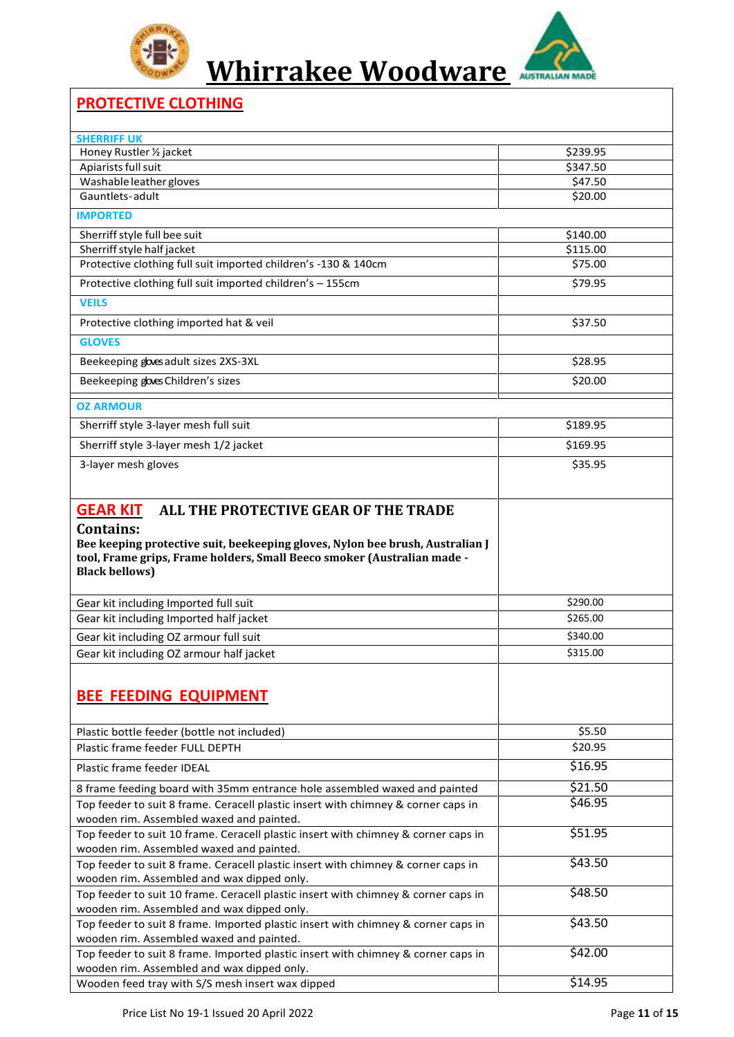# Whirrakee Woodware

## PROTECTIVE CLOTHING

| SHERRIFF UK | |
|---|---|
| Honey Rustler ½ jacket | $239.95 |
| Apiarists full suit | $347.50 |
| Washable leather gloves | $47.50 |
| Gauntlets-adult | $20.00 |
| **IMPORTED** | |
| Sherriff style full bee suit | $140.00 |
| Sherriff style half jacket | $115.00 |
| Protective clothing full suit imported children's -130 & 140cm | $75.00 |
| Protective clothing full suit imported children's – 155cm | $79.95 |
| **VEILS** | |
| Protective clothing imported hat & veil | $37.50 |
| **GLOVES** | |
| Beekeeping gloves adult sizes 2XS-3XL | $28.95 |
| Beekeeping gloves Children's sizes | $20.00 |
| **OZ ARMOUR** | |
| Sherriff style 3-layer mesh full suit | $189.95 |
| Sherriff style 3-layer mesh 1/2 jacket | $169.95 |
| 3-layer mesh gloves | $35.95 |

## GEAR KIT ALL THE PROTECTIVE GEAR OF THE TRADE

**Contains:**

**Bee keeping protective suit, beekeeping gloves, Nylon bee brush, Australian J tool, Frame grips, Frame holders, Small Beeco smoker (Australian made - Black bellows)**

| Item | Price |
|---|---|
| Gear kit including Imported full suit | $290.00 |
| Gear kit including Imported half jacket | $265.00 |
| Gear kit including OZ armour full suit | $340.00 |
| Gear kit including OZ armour half jacket | $315.00 |

## BEE FEEDING EQUIPMENT

| Item | Price |
|---|---|
| Plastic bottle feeder (bottle not included) | $5.50 |
| Plastic frame feeder FULL DEPTH | $20.95 |
| Plastic frame feeder IDEAL | $16.95 |
| 8 frame feeding board with 35mm entrance hole assembled waxed and painted | $21.50 |
| Top feeder to suit 8 frame. Ceracell plastic insert with chimney & corner caps in wooden rim. Assembled waxed and painted. | $46.95 |
| Top feeder to suit 10 frame. Ceracell plastic insert with chimney & corner caps in wooden rim. Assembled waxed and painted. | $51.95 |
| Top feeder to suit 8 frame. Ceracell plastic insert with chimney & corner caps in wooden rim. Assembled and wax dipped only. | $43.50 |
| Top feeder to suit 10 frame. Ceracell plastic insert with chimney & corner caps in wooden rim. Assembled and wax dipped only. | $48.50 |
| Top feeder to suit 8 frame. Imported plastic insert with chimney & corner caps in wooden rim. Assembled waxed and painted. | $43.50 |
| Top feeder to suit 8 frame. Imported plastic insert with chimney & corner caps in wooden rim. Assembled and wax dipped only. | $42.00 |
| Wooden feed tray with S/S mesh insert wax dipped | $14.95 |

Price List No 19-1 Issued 20 April 2022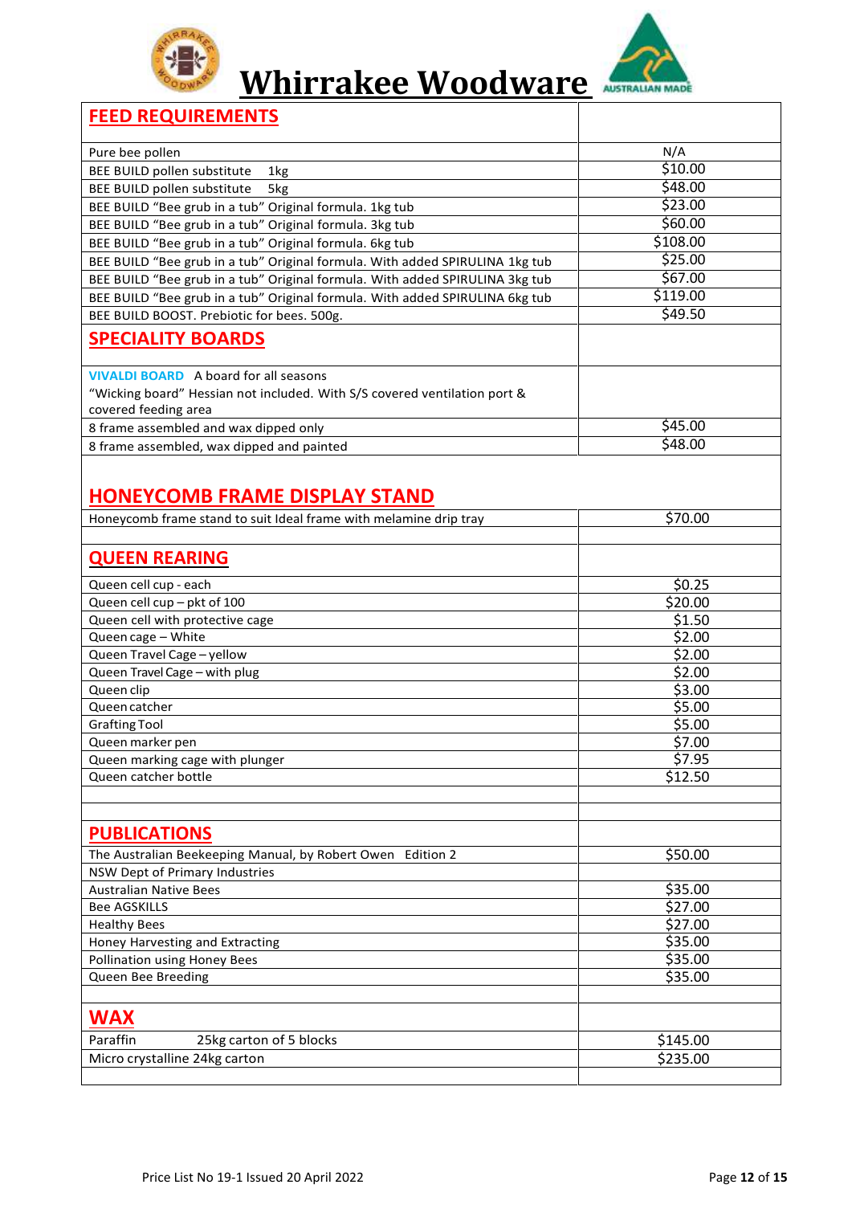# Whirrakee Woodware

## FEED REQUIREMENTS

| Item | Price |
|---|---|
| Pure bee pollen | N/A |
| BEE BUILD pollen substitute 1kg | $10.00 |
| BEE BUILD pollen substitute 5kg | $48.00 |
| BEE BUILD “Bee grub in a tub” Original formula. 1kg tub | $23.00 |
| BEE BUILD “Bee grub in a tub” Original formula. 3kg tub | $60.00 |
| BEE BUILD “Bee grub in a tub” Original formula. 6kg tub | $108.00 |
| BEE BUILD “Bee grub in a tub” Original formula. With added SPIRULINA 1kg tub | $25.00 |
| BEE BUILD “Bee grub in a tub” Original formula. With added SPIRULINA 3kg tub | $67.00 |
| BEE BUILD “Bee grub in a tub” Original formula. With added SPIRULINA 6kg tub | $119.00 |
| BEE BUILD BOOST. Prebiotic for bees. 500g. | $49.50 |

## SPECIALITY BOARDS

| Item | Price |
|---|---|
| **VIVALDI BOARD** A board for all seasons<br>“Wicking board” Hessian not included. With S/S covered ventilation port & covered feeding area | |
| 8 frame assembled and wax dipped only | $45.00 |
| 8 frame assembled, wax dipped and painted | $48.00 |

## HONEYCOMB FRAME DISPLAY STAND

| Item | Price |
|---|---|
| Honeycomb frame stand to suit Ideal frame with melamine drip tray | $70.00 |

## QUEEN REARING

| Item | Price |
|---|---|
| Queen cell cup - each | $0.25 |
| Queen cell cup – pkt of 100 | $20.00 |
| Queen cell with protective cage | $1.50 |
| Queen cage – White | $2.00 |
| Queen Travel Cage – yellow | $2.00 |
| Queen Travel Cage – with plug | $2.00 |
| Queen clip | $3.00 |
| Queen catcher | $5.00 |
| Grafting Tool | $5.00 |
| Queen marker pen | $7.00 |
| Queen marking cage with plunger | $7.95 |
| Queen catcher bottle | $12.50 |

## PUBLICATIONS

| Item | Price |
|---|---|
| The Australian Beekeeping Manual, by Robert Owen Edition 2 | $50.00 |
| NSW Dept of Primary Industries | |
| Australian Native Bees | $35.00 |
| Bee AGSKILLS | $27.00 |
| Healthy Bees | $27.00 |
| Honey Harvesting and Extracting | $35.00 |
| Pollination using Honey Bees | $35.00 |
| Queen Bee Breeding | $35.00 |

## WAX

| Item | Price |
|---|---|
| Paraffin 25kg carton of 5 blocks | $145.00 |
| Micro crystalline 24kg carton | $235.00 |

Price List No 19-1 Issued 20 April 2022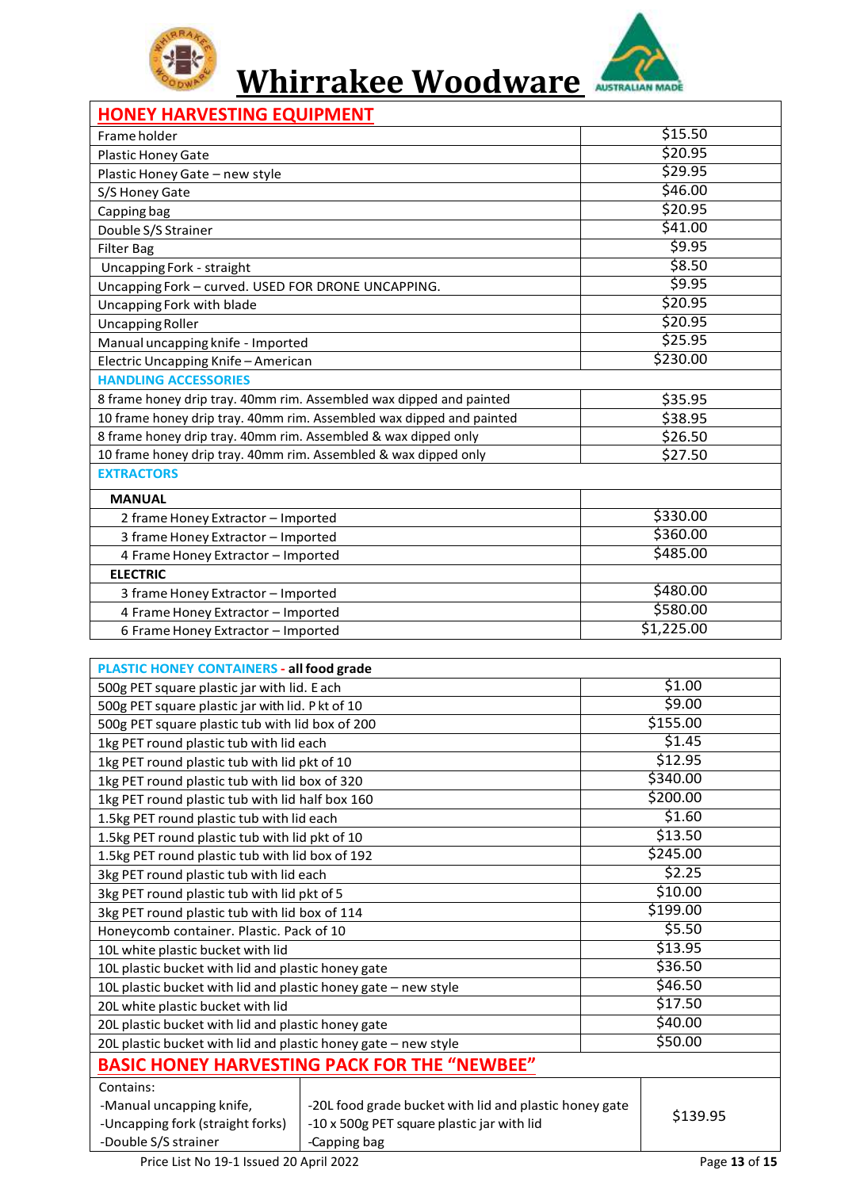# Whirrakee Woodware

## HONEY HARVESTING EQUIPMENT

| Item | Price |
|---|---|
| Frame holder | $15.50 |
| Plastic Honey Gate | $20.95 |
| Plastic Honey Gate – new style | $29.95 |
| S/S Honey Gate | $46.00 |
| Capping bag | $20.95 |
| Double S/S Strainer | $41.00 |
| Filter Bag | $9.95 |
| Uncapping Fork - straight | $8.50 |
| Uncapping Fork – curved. USED FOR DRONE UNCAPPING. | $9.95 |
| Uncapping Fork with blade | $20.95 |
| Uncapping Roller | $20.95 |
| Manual uncapping knife - Imported | $25.95 |
| Electric Uncapping Knife – American | $230.00 |
| **HANDLING ACCESSORIES** | |
| 8 frame honey drip tray. 40mm rim. Assembled wax dipped and painted | $35.95 |
| 10 frame honey drip tray. 40mm rim. Assembled wax dipped and painted | $38.95 |
| 8 frame honey drip tray. 40mm rim. Assembled & wax dipped only | $26.50 |
| 10 frame honey drip tray. 40mm rim. Assembled & wax dipped only | $27.50 |
| **EXTRACTORS** | |
| **MANUAL** | |
| 2 frame Honey Extractor – Imported | $330.00 |
| 3 frame Honey Extractor – Imported | $360.00 |
| 4 Frame Honey Extractor – Imported | $485.00 |
| **ELECTRIC** | |
| 3 frame Honey Extractor – Imported | $480.00 |
| 4 Frame Honey Extractor – Imported | $580.00 |
| 6 Frame Honey Extractor – Imported | $1,225.00 |

| PLASTIC HONEY CONTAINERS - all food grade | Price |
|---|---|
| 500g PET square plastic jar with lid. E ach | $1.00 |
| 500g PET square plastic jar with lid. P kt of 10 | $9.00 |
| 500g PET square plastic tub with lid box of 200 | $155.00 |
| 1kg PET round plastic tub with lid each | $1.45 |
| 1kg PET round plastic tub with lid pkt of 10 | $12.95 |
| 1kg PET round plastic tub with lid box of 320 | $340.00 |
| 1kg PET round plastic tub with lid half box 160 | $200.00 |
| 1.5kg PET round plastic tub with lid each | $1.60 |
| 1.5kg PET round plastic tub with lid pkt of 10 | $13.50 |
| 1.5kg PET round plastic tub with lid box of 192 | $245.00 |
| 3kg PET round plastic tub with lid each | $2.25 |
| 3kg PET round plastic tub with lid pkt of 5 | $10.00 |
| 3kg PET round plastic tub with lid box of 114 | $199.00 |
| Honeycomb container. Plastic. Pack of 10 | $5.50 |
| 10L white plastic bucket with lid | $13.95 |
| 10L plastic bucket with lid and plastic honey gate | $36.50 |
| 10L plastic bucket with lid and plastic honey gate – new style | $46.50 |
| 20L white plastic bucket with lid | $17.50 |
| 20L plastic bucket with lid and plastic honey gate | $40.00 |
| 20L plastic bucket with lid and plastic honey gate – new style | $50.00 |

## BASIC HONEY HARVESTING PACK FOR THE "NEWBEE"

| Contains: | | |
|---|---|---|
| -Manual uncapping knife,<br>-Uncapping fork (straight forks)<br>-Double S/S strainer | -20L food grade bucket with lid and plastic honey gate<br>-10 x 500g PET square plastic jar with lid<br>-Capping bag | $139.95 |

Price List No 19-1 Issued 20 April 2022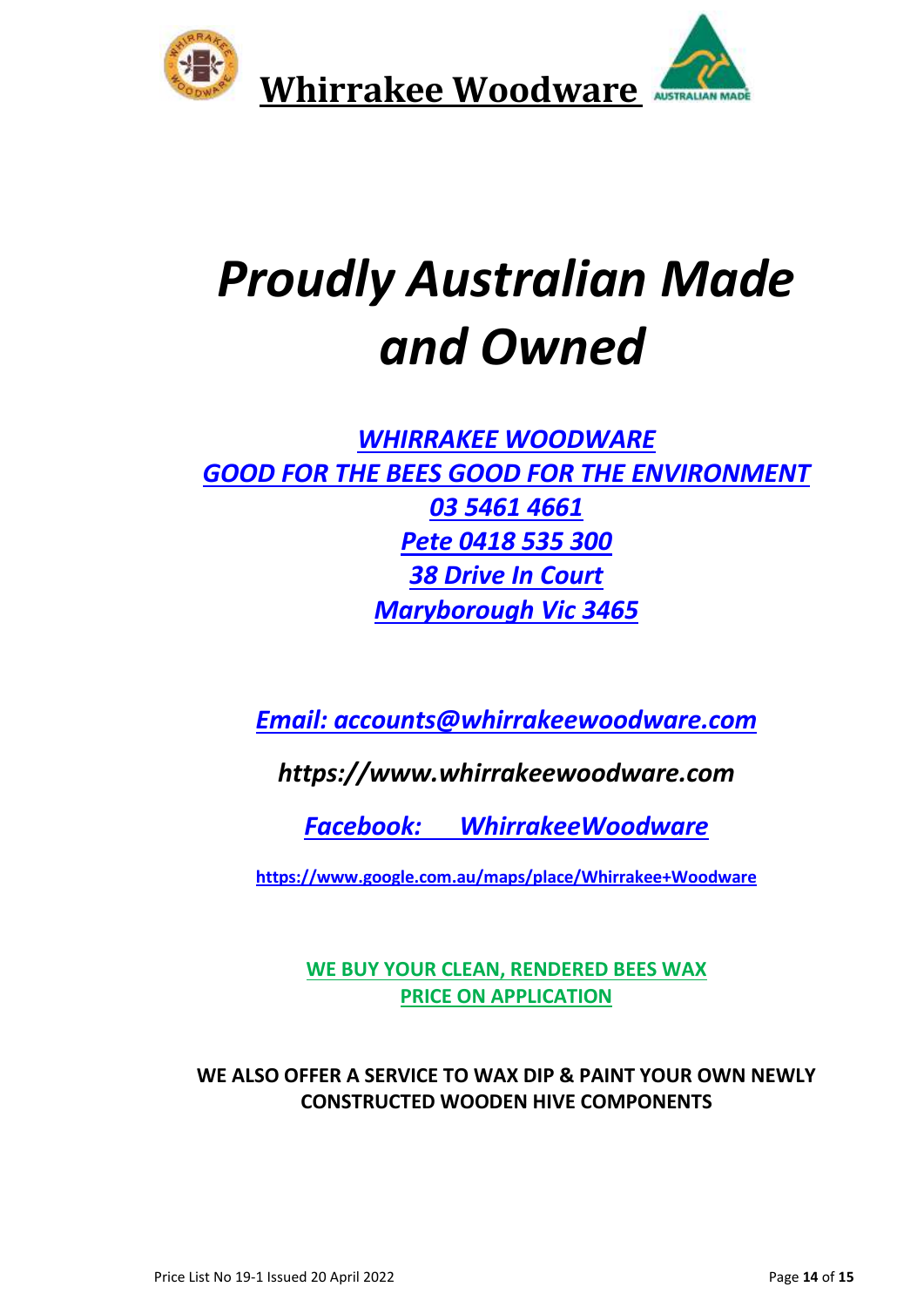# Whirrakee Woodware

# *Proudly Australian Made and Owned*

***WHIRRAKEE WOODWARE***
***GOOD FOR THE BEES GOOD FOR THE ENVIRONMENT***
***03 5461 4661***
***Pete 0418 535 300***
***38 Drive In Court***
***Maryborough Vic 3465***

***Email: accounts@whirrakeewoodware.com***

***https://www.whirrakeewoodware.com***

***Facebook: WhirrakeeWoodware***

**https://www.google.com.au/maps/place/Whirrakee+Woodware**

**WE BUY YOUR CLEAN, RENDERED BEES WAX**
**PRICE ON APPLICATION**

**WE ALSO OFFER A SERVICE TO WAX DIP & PAINT YOUR OWN NEWLY CONSTRUCTED WOODEN HIVE COMPONENTS**